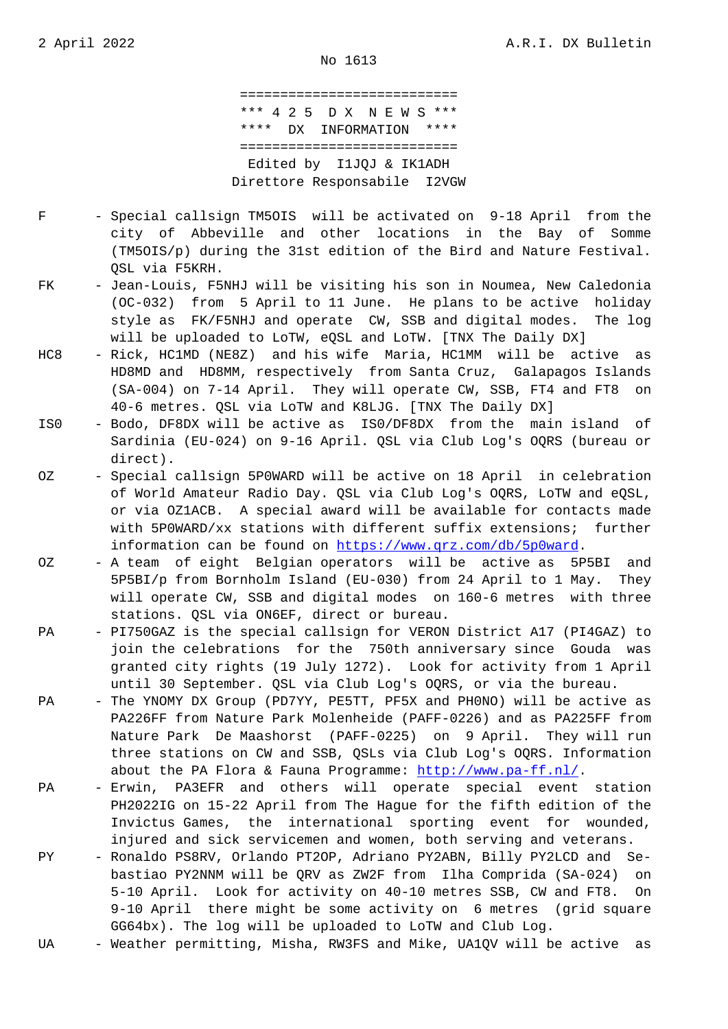2 April 2022 A.R.I. DX Bulletin

No 1613

===========================
*** 4 2 5  D X  N E W S ***
**** DX INFORMATION ****
===========================

Edited by I1JQJ & IK1ADH
Direttore Responsabile I2VGW

- **F** - Special callsign TM5OIS will be activated on 9-18 April from the city of Abbeville and other locations in the Bay of Somme (TM5OIS/p) during the 31st edition of the Bird and Nature Festival. QSL via F5KRH.
- **FK** - Jean-Louis, F5NHJ will be visiting his son in Noumea, New Caledonia (OC-032) from 5 April to 11 June. He plans to be active holiday style as FK/F5NHJ and operate CW, SSB and digital modes. The log will be uploaded to LoTW, eQSL and LoTW. [TNX The Daily DX]
- **HC8** - Rick, HC1MD (NE8Z) and his wife Maria, HC1MM will be active as HD8MD and HD8MM, respectively from Santa Cruz, Galapagos Islands (SA-004) on 7-14 April. They will operate CW, SSB, FT4 and FT8 on 40-6 metres. QSL via LoTW and K8LJG. [TNX The Daily DX]
- **IS0** - Bodo, DF8DX will be active as IS0/DF8DX from the main island of Sardinia (EU-024) on 9-16 April. QSL via Club Log's OQRS (bureau or direct).
- **OZ** - Special callsign 5P0WARD will be active on 18 April in celebration of World Amateur Radio Day. QSL via Club Log's OQRS, LoTW and eQSL, or via OZ1ACB. A special award will be available for contacts made with 5P0WARD/xx stations with different suffix extensions; further information can be found on https://www.qrz.com/db/5p0ward.
- **OZ** - A team of eight Belgian operators will be active as 5P5BI and 5P5BI/p from Bornholm Island (EU-030) from 24 April to 1 May. They will operate CW, SSB and digital modes on 160-6 metres with three stations. QSL via ON6EF, direct or bureau.
- **PA** - PI750GAZ is the special callsign for VERON District A17 (PI4GAZ) to join the celebrations for the 750th anniversary since Gouda was granted city rights (19 July 1272). Look for activity from 1 April until 30 September. QSL via Club Log's OQRS, or via the bureau.
- **PA** - The YNOMY DX Group (PD7YY, PE5TT, PF5X and PH0NO) will be active as PA226FF from Nature Park Molenheide (PAFF-0226) and as PA225FF from Nature Park De Maashorst (PAFF-0225) on 9 April. They will run three stations on CW and SSB, QSLs via Club Log's OQRS. Information about the PA Flora & Fauna Programme: http://www.pa-ff.nl/.
- **PA** - Erwin, PA3EFR and others will operate special event station PH2022IG on 15-22 April from The Hague for the fifth edition of the Invictus Games, the international sporting event for wounded, injured and sick servicemen and women, both serving and veterans.
- **PY** - Ronaldo PS8RV, Orlando PT2OP, Adriano PY2ABN, Billy PY2LCD and Sebastiao PY2NNM will be QRV as ZW2F from Ilha Comprida (SA-024) on 5-10 April. Look for activity on 40-10 metres SSB, CW and FT8. On 9-10 April there might be some activity on 6 metres (grid square GG64bx). The log will be uploaded to LoTW and Club Log.
- **UA** - Weather permitting, Misha, RW3FS and Mike, UA1QV will be active as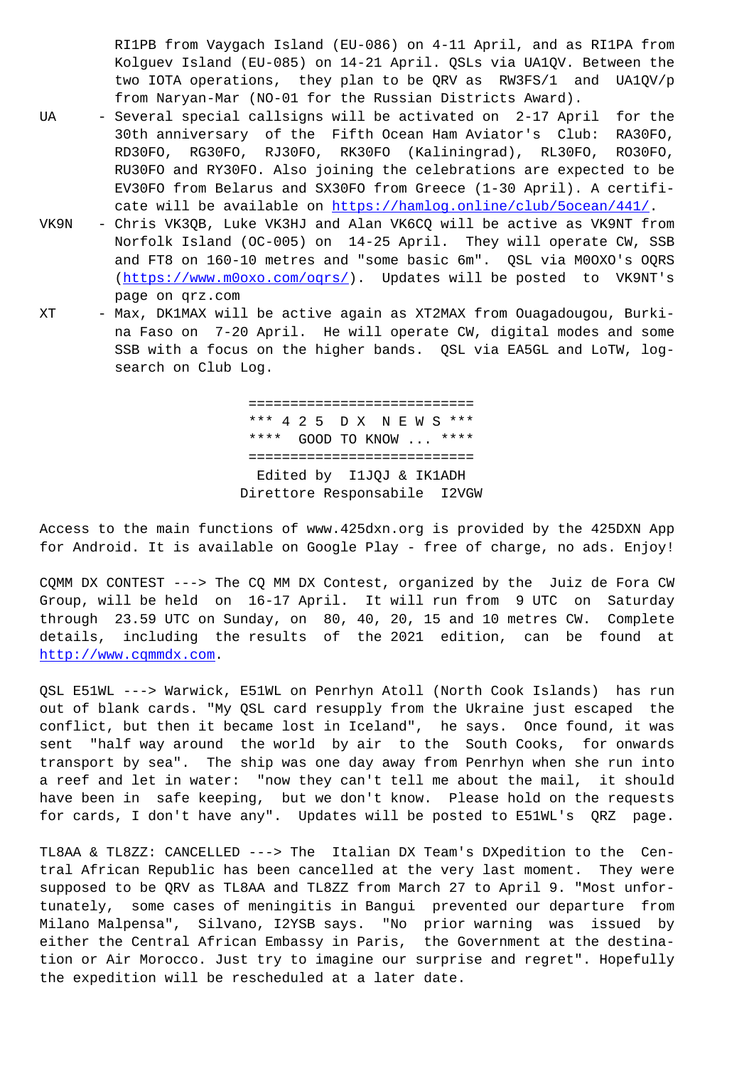RI1PB from Vaygach Island (EU-086) on 4-11 April, and as RI1PA from Kolguev Island (EU-085) on 14-21 April. QSLs via UA1QV. Between the two IOTA operations, they plan to be QRV as RW3FS/1 and UA1QV/p from Naryan-Mar (NO-01 for the Russian Districts Award).

UA - Several special callsigns will be activated on 2-17 April for the 30th anniversary of the Fifth Ocean Ham Aviator's Club: RA30FO, RD30FO, RG30FO, RJ30FO, RK30FO (Kaliningrad), RL30FO, RO30FO, RU30FO and RY30FO. Also joining the celebrations are expected to be EV30FO from Belarus and SX30FO from Greece (1-30 April). A certificate will be available on https://hamlog.online/club/5ocean/441/.

VK9N - Chris VK3QB, Luke VK3HJ and Alan VK6CQ will be active as VK9NT from Norfolk Island (OC-005) on 14-25 April. They will operate CW, SSB and FT8 on 160-10 metres and "some basic 6m". QSL via M0OXO's OQRS (https://www.m0oxo.com/oqrs/). Updates will be posted to VK9NT's page on qrz.com

XT - Max, DK1MAX will be active again as XT2MAX from Ouagadougou, Burkina Faso on 7-20 April. He will operate CW, digital modes and some SSB with a focus on the higher bands. QSL via EA5GL and LoTW, logsearch on Club Log.

```
===========================
*** 4 2 5  D X  N E W S ***
****  GOOD TO KNOW ...  ****
===========================
 Edited by  I1JQJ & IK1ADH
Direttore Responsabile  I2VGW
```

Access to the main functions of www.425dxn.org is provided by the 425DXN App for Android. It is available on Google Play - free of charge, no ads. Enjoy!

CQMM DX CONTEST ---> The CQ MM DX Contest, organized by the Juiz de Fora CW Group, will be held on 16-17 April. It will run from 9 UTC on Saturday through 23.59 UTC on Sunday, on 80, 40, 20, 15 and 10 metres CW. Complete details, including the results of the 2021 edition, can be found at http://www.cqmmdx.com.

QSL E51WL ---> Warwick, E51WL on Penrhyn Atoll (North Cook Islands) has run out of blank cards. "My QSL card resupply from the Ukraine just escaped the conflict, but then it became lost in Iceland", he says. Once found, it was sent "half way around the world by air to the South Cooks, for onwards transport by sea". The ship was one day away from Penrhyn when she run into a reef and let in water: "now they can't tell me about the mail, it should have been in safe keeping, but we don't know. Please hold on the requests for cards, I don't have any". Updates will be posted to E51WL's QRZ page.

TL8AA & TL8ZZ: CANCELLED ---> The Italian DX Team's DXpedition to the Central African Republic has been cancelled at the very last moment. They were supposed to be QRV as TL8AA and TL8ZZ from March 27 to April 9. "Most unfortunately, some cases of meningitis in Bangui prevented our departure from Milano Malpensa", Silvano, I2YSB says. "No prior warning was issued by either the Central African Embassy in Paris, the Government at the destination or Air Morocco. Just try to imagine our surprise and regret". Hopefully the expedition will be rescheduled at a later date.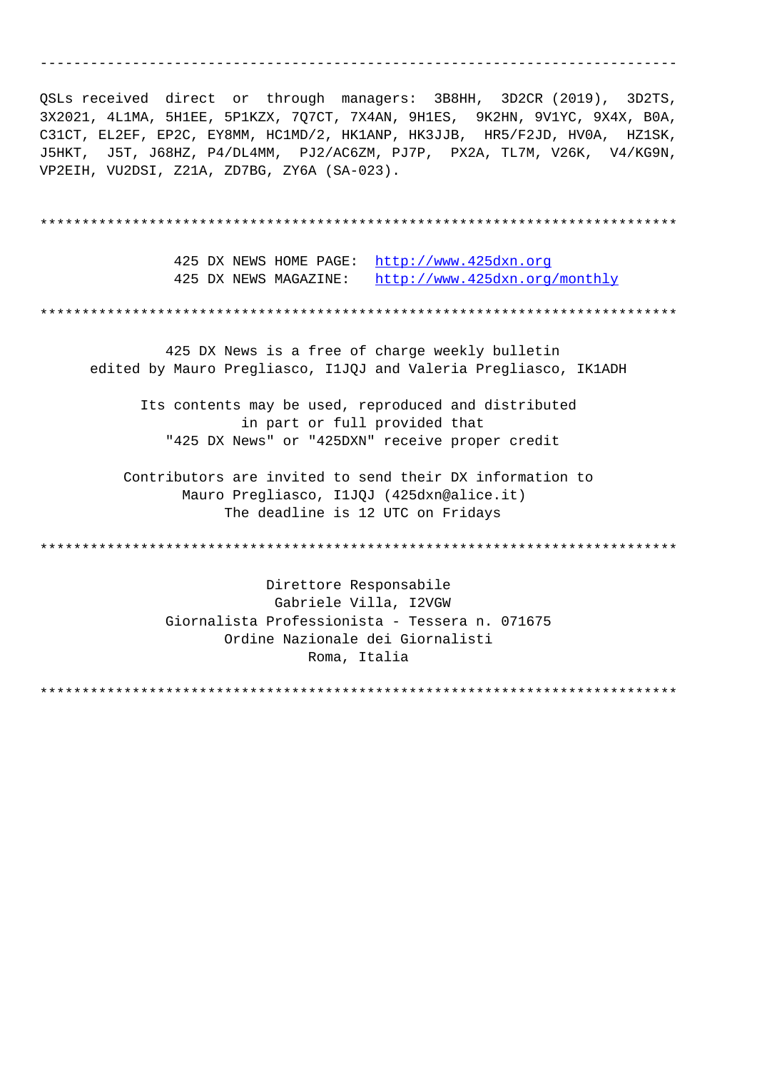---

QSLs received direct or through managers: 3B8HH, 3D2CR (2019), 3D2TS, 3X2021, 4L1MA, 5H1EE, 5P1KZX, 7Q7CT, 7X4AN, 9H1ES, 9K2HN, 9V1YC, 9X4X, B0A, C31CT, EL2EF, EP2C, EY8MM, HC1MD/2, HK1ANP, HK3JJB, HR5/F2JD, HV0A, HZ1SK, J5HKT, J5T, J68HZ, P4/DL4MM, PJ2/AC6ZM, PJ7P, PX2A, TL7M, V26K, V4/KG9N, VP2EIH, VU2DSI, Z21A, ZD7BG, ZY6A (SA-023).

\*\*\*\*\*\*\*\*\*\*\*\*\*\*\*\*\*\*\*\*\*\*\*\*\*\*\*\*\*\*\*\*\*\*\*\*\*\*\*\*\*\*\*\*\*\*\*\*\*\*\*\*\*\*\*\*\*\*\*\*\*\*\*\*\*\*\*\*\*\*\*\*\*\*\*\*\*

425 DX NEWS HOME PAGE: http://www.425dxn.org
425 DX NEWS MAGAZINE: http://www.425dxn.org/monthly

\*\*\*\*\*\*\*\*\*\*\*\*\*\*\*\*\*\*\*\*\*\*\*\*\*\*\*\*\*\*\*\*\*\*\*\*\*\*\*\*\*\*\*\*\*\*\*\*\*\*\*\*\*\*\*\*\*\*\*\*\*\*\*\*\*\*\*\*\*\*\*\*\*\*\*\*\*

425 DX News is a free of charge weekly bulletin
edited by Mauro Pregliasco, I1JQJ and Valeria Pregliasco, IK1ADH

Its contents may be used, reproduced and distributed
in part or full provided that
"425 DX News" or "425DXN" receive proper credit

Contributors are invited to send their DX information to
Mauro Pregliasco, I1JQJ (425dxn@alice.it)
The deadline is 12 UTC on Fridays

\*\*\*\*\*\*\*\*\*\*\*\*\*\*\*\*\*\*\*\*\*\*\*\*\*\*\*\*\*\*\*\*\*\*\*\*\*\*\*\*\*\*\*\*\*\*\*\*\*\*\*\*\*\*\*\*\*\*\*\*\*\*\*\*\*\*\*\*\*\*\*\*\*\*\*\*\*

Direttore Responsabile
Gabriele Villa, I2VGW
Giornalista Professionista - Tessera n. 071675
Ordine Nazionale dei Giornalisti
Roma, Italia

\*\*\*\*\*\*\*\*\*\*\*\*\*\*\*\*\*\*\*\*\*\*\*\*\*\*\*\*\*\*\*\*\*\*\*\*\*\*\*\*\*\*\*\*\*\*\*\*\*\*\*\*\*\*\*\*\*\*\*\*\*\*\*\*\*\*\*\*\*\*\*\*\*\*\*\*\*